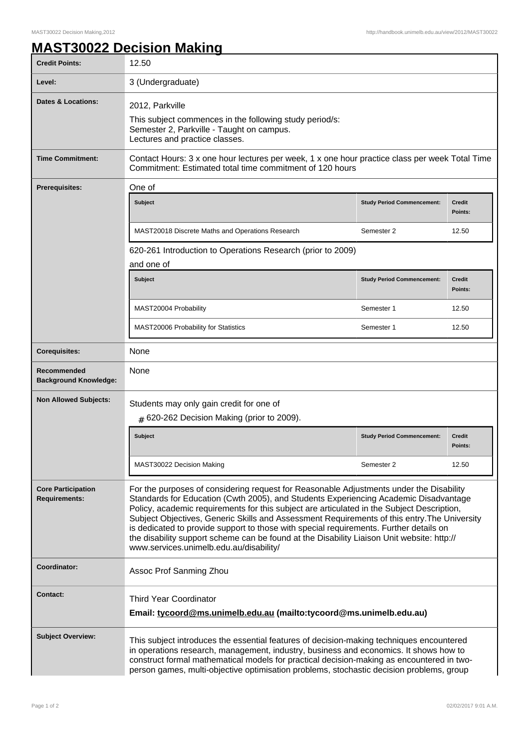# MAST30022 Decision Making

| | |
|---|---|
| **Credit Points:** | 12.50 |
| **Level:** | 3 (Undergraduate) |
| **Dates & Locations:** | 2012, Parkville<br>This subject commences in the following study period/s:<br>Semester 2, Parkville - Taught on campus.<br>Lectures and practice classes. |
| **Time Commitment:** | Contact Hours: 3 x one hour lectures per week, 1 x one hour practice class per week Total Time Commitment: Estimated total time commitment of 120 hours |
| **Prerequisites:** | One of<br>MAST20018 Discrete Maths and Operations Research (Study Period Commencement: Semester 2; Credit Points: 12.50)<br>620-261 Introduction to Operations Research (prior to 2009)<br>and one of<br>MAST20004 Probability (Study Period Commencement: Semester 1; Credit Points: 12.50)<br>MAST20006 Probability for Statistics (Study Period Commencement: Semester 1; Credit Points: 12.50) |
| **Corequisites:** | None |
| **Recommended Background Knowledge:** | None |
| **Non Allowed Subjects:** | Students may only gain credit for one of<br># 620-262 Decision Making (prior to 2009).<br>MAST30022 Decision Making (Study Period Commencement: Semester 2; Credit Points: 12.50) |
| **Core Participation Requirements:** | For the purposes of considering request for Reasonable Adjustments under the Disability Standards for Education (Cwth 2005), and Students Experiencing Academic Disadvantage Policy, academic requirements for this subject are articulated in the Subject Description, Subject Objectives, Generic Skills and Assessment Requirements of this entry.The University is dedicated to provide support to those with special requirements. Further details on the disability support scheme can be found at the Disability Liaison Unit website: http://www.services.unimelb.edu.au/disability/ |
| **Coordinator:** | Assoc Prof Sanming Zhou |
| **Contact:** | Third Year Coordinator<br>**Email: tycoord@ms.unimelb.edu.au (mailto:tycoord@ms.unimelb.edu.au)** |
| **Subject Overview:** | This subject introduces the essential features of decision-making techniques encountered in operations research, management, industry, business and economics. It shows how to construct formal mathematical models for practical decision-making as encountered in two-person games, multi-objective optimisation problems, stochastic decision problems, group |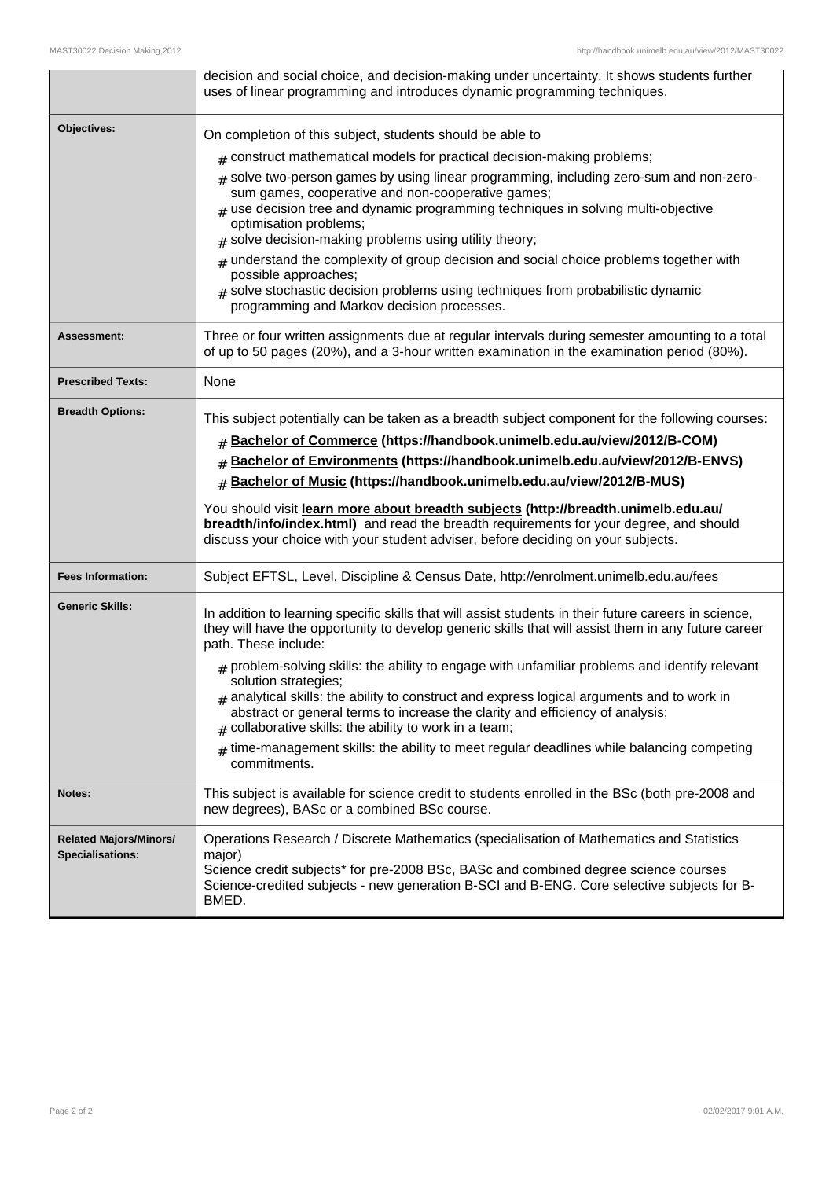| | |
|---|---|
| | decision and social choice, and decision-making under uncertainty. It shows students further uses of linear programming and introduces dynamic programming techniques. |
| **Objectives:** | On completion of this subject, students should be able to<br># construct mathematical models for practical decision-making problems;<br># solve two-person games by using linear programming, including zero-sum and non-zero-sum games, cooperative and non-cooperative games;<br># use decision tree and dynamic programming techniques in solving multi-objective optimisation problems;<br># solve decision-making problems using utility theory;<br># understand the complexity of group decision and social choice problems together with possible approaches;<br># solve stochastic decision problems using techniques from probabilistic dynamic programming and Markov decision processes. |
| **Assessment:** | Three or four written assignments due at regular intervals during semester amounting to a total of up to 50 pages (20%), and a 3-hour written examination in the examination period (80%). |
| **Prescribed Texts:** | None |
| **Breadth Options:** | This subject potentially can be taken as a breadth subject component for the following courses:<br># **Bachelor of Commerce (https://handbook.unimelb.edu.au/view/2012/B-COM)**<br># **Bachelor of Environments (https://handbook.unimelb.edu.au/view/2012/B-ENVS)**<br># **Bachelor of Music (https://handbook.unimelb.edu.au/view/2012/B-MUS)**<br>You should visit **learn more about breadth subjects (http://breadth.unimelb.edu.au/breadth/info/index.html)** and read the breadth requirements for your degree, and should discuss your choice with your student adviser, before deciding on your subjects. |
| **Fees Information:** | Subject EFTSL, Level, Discipline & Census Date, http://enrolment.unimelb.edu.au/fees |
| **Generic Skills:** | In addition to learning specific skills that will assist students in their future careers in science, they will have the opportunity to develop generic skills that will assist them in any future career path. These include:<br># problem-solving skills: the ability to engage with unfamiliar problems and identify relevant solution strategies;<br># analytical skills: the ability to construct and express logical arguments and to work in abstract or general terms to increase the clarity and efficiency of analysis;<br># collaborative skills: the ability to work in a team;<br># time-management skills: the ability to meet regular deadlines while balancing competing commitments. |
| **Notes:** | This subject is available for science credit to students enrolled in the BSc (both pre-2008 and new degrees), BASc or a combined BSc course. |
| **Related Majors/Minors/ Specialisations:** | Operations Research / Discrete Mathematics (specialisation of Mathematics and Statistics major)<br>Science credit subjects* for pre-2008 BSc, BASc and combined degree science courses<br>Science-credited subjects - new generation B-SCI and B-ENG. Core selective subjects for B-BMED. |